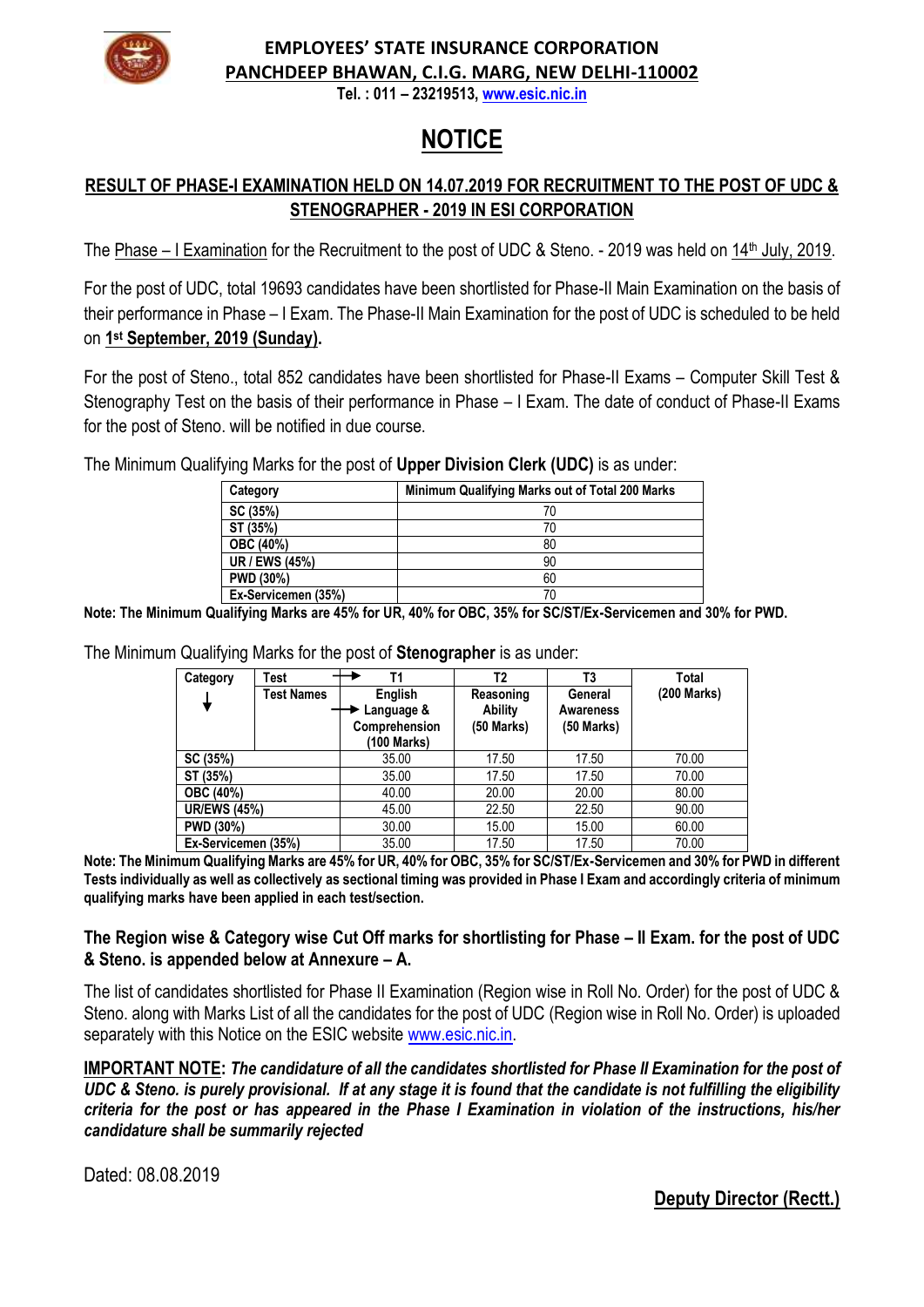# EMPLOYEES' STATE INSURANCE CORPORATION

## PANCHDEEP BHAWAN, C.I.G. MARG, NEW DELHI-110002

Tel. : 011 – 23219513, www.esic.nic.in

# NOTICE

## RESULT OF PHASE-I EXAMINATION HELD ON 14.07.2019 FOR RECRUITMENT TO THE POST OF UDC & STENOGRAPHER - 2019 IN ESI CORPORATION

The Phase – I Examination for the Recruitment to the post of UDC & Steno. - 2019 was held on 14th July, 2019.

For the post of UDC, total 19693 candidates have been shortlisted for Phase-II Main Examination on the basis of their performance in Phase – I Exam. The Phase-II Main Examination for the post of UDC is scheduled to be held on **1st September, 2019 (Sunday).**

For the post of Steno., total 852 candidates have been shortlisted for Phase-II Exams – Computer Skill Test & Stenography Test on the basis of their performance in Phase – I Exam. The date of conduct of Phase-II Exams for the post of Steno. will be notified in due course.

The Minimum Qualifying Marks for the post of **Upper Division Clerk (UDC)** is as under:

| Category | Minimum Qualifying Marks out of Total 200 Marks |
|---|---|
| SC (35%) | 70 |
| ST (35%) | 70 |
| OBC (40%) | 80 |
| UR / EWS (45%) | 90 |
| PWD (30%) | 60 |
| Ex-Servicemen (35%) | 70 |

**Note: The Minimum Qualifying Marks are 45% for UR, 40% for OBC, 35% for SC/ST/Ex-Servicemen and 30% for PWD.**

The Minimum Qualifying Marks for the post of **Stenographer** is as under:

| Category ↓ | Test → / Test Names → | T1 English Language & Comprehension (100 Marks) | T2 Reasoning Ability (50 Marks) | T3 General Awareness (50 Marks) | Total (200 Marks) |
|---|---|---|---|---|---|
| SC (35%) | | 35.00 | 17.50 | 17.50 | 70.00 |
| ST (35%) | | 35.00 | 17.50 | 17.50 | 70.00 |
| OBC (40%) | | 40.00 | 20.00 | 20.00 | 80.00 |
| UR/EWS (45%) | | 45.00 | 22.50 | 22.50 | 90.00 |
| PWD (30%) | | 30.00 | 15.00 | 15.00 | 60.00 |
| Ex-Servicemen (35%) | | 35.00 | 17.50 | 17.50 | 70.00 |

**Note: The Minimum Qualifying Marks are 45% for UR, 40% for OBC, 35% for SC/ST/Ex-Servicemen and 30% for PWD in different Tests individually as well as collectively as sectional timing was provided in Phase I Exam and accordingly criteria of minimum qualifying marks have been applied in each test/section.**

**The Region wise & Category wise Cut Off marks for shortlisting for Phase – II Exam. for the post of UDC & Steno. is appended below at Annexure – A.**

The list of candidates shortlisted for Phase II Examination (Region wise in Roll No. Order) for the post of UDC & Steno. along with Marks List of all the candidates for the post of UDC (Region wise in Roll No. Order) is uploaded separately with this Notice on the ESIC website www.esic.nic.in.

**IMPORTANT NOTE:** ***The candidature of all the candidates shortlisted for Phase II Examination for the post of UDC & Steno. is purely provisional. If at any stage it is found that the candidate is not fulfilling the eligibility criteria for the post or has appeared in the Phase I Examination in violation of the instructions, his/her candidature shall be summarily rejected***

Dated: 08.08.2019

**Deputy Director (Rectt.)**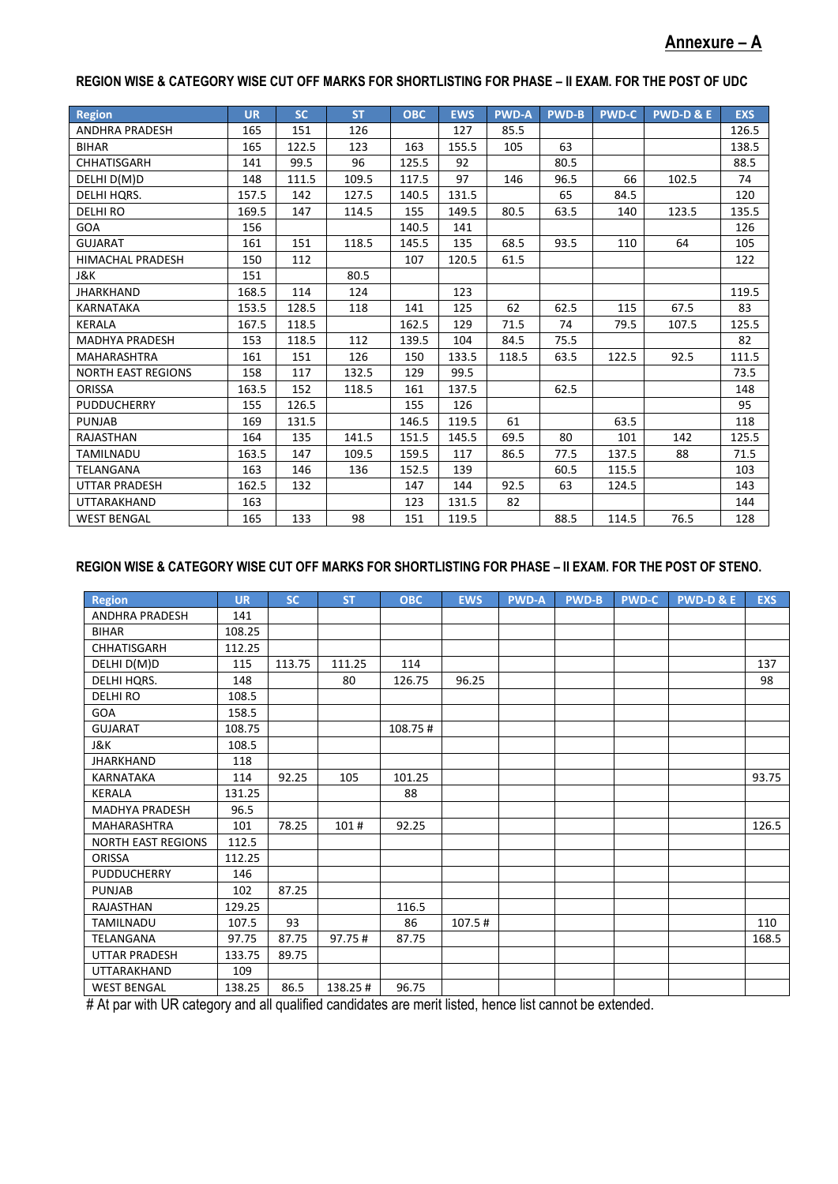## Annexure – A

### REGION WISE & CATEGORY WISE CUT OFF MARKS FOR SHORTLISTING FOR PHASE – II EXAM. FOR THE POST OF UDC

| Region | UR | SC | ST | OBC | EWS | PWD-A | PWD-B | PWD-C | PWD-D & E | EXS |
|---|---|---|---|---|---|---|---|---|---|---|
| ANDHRA PRADESH | 165 | 151 | 126 | | 127 | 85.5 | | | | 126.5 |
| BIHAR | 165 | 122.5 | 123 | 163 | 155.5 | 105 | 63 | | | 138.5 |
| CHHATISGARH | 141 | 99.5 | 96 | 125.5 | 92 | | 80.5 | | | 88.5 |
| DELHI D(M)D | 148 | 111.5 | 109.5 | 117.5 | 97 | 146 | 96.5 | 66 | 102.5 | 74 |
| DELHI HQRS. | 157.5 | 142 | 127.5 | 140.5 | 131.5 | | 65 | 84.5 | | 120 |
| DELHI RO | 169.5 | 147 | 114.5 | 155 | 149.5 | 80.5 | 63.5 | 140 | 123.5 | 135.5 |
| GOA | 156 | | | 140.5 | 141 | | | | | 126 |
| GUJARAT | 161 | 151 | 118.5 | 145.5 | 135 | 68.5 | 93.5 | 110 | 64 | 105 |
| HIMACHAL PRADESH | 150 | 112 | | 107 | 120.5 | 61.5 | | | | 122 |
| J&K | 151 | | 80.5 | | | | | | | |
| JHARKHAND | 168.5 | 114 | 124 | | 123 | | | | | 119.5 |
| KARNATAKA | 153.5 | 128.5 | 118 | 141 | 125 | 62 | 62.5 | 115 | 67.5 | 83 |
| KERALA | 167.5 | 118.5 | | 162.5 | 129 | 71.5 | 74 | 79.5 | 107.5 | 125.5 |
| MADHYA PRADESH | 153 | 118.5 | 112 | 139.5 | 104 | 84.5 | 75.5 | | | 82 |
| MAHARASHTRA | 161 | 151 | 126 | 150 | 133.5 | 118.5 | 63.5 | 122.5 | 92.5 | 111.5 |
| NORTH EAST REGIONS | 158 | 117 | 132.5 | 129 | 99.5 | | | | | 73.5 |
| ORISSA | 163.5 | 152 | 118.5 | 161 | 137.5 | | 62.5 | | | 148 |
| PUDDUCHERRY | 155 | 126.5 | | 155 | 126 | | | | | 95 |
| PUNJAB | 169 | 131.5 | | 146.5 | 119.5 | 61 | | 63.5 | | 118 |
| RAJASTHAN | 164 | 135 | 141.5 | 151.5 | 145.5 | 69.5 | 80 | 101 | 142 | 125.5 |
| TAMILNADU | 163.5 | 147 | 109.5 | 159.5 | 117 | 86.5 | 77.5 | 137.5 | 88 | 71.5 |
| TELANGANA | 163 | 146 | 136 | 152.5 | 139 | | 60.5 | 115.5 | | 103 |
| UTTAR PRADESH | 162.5 | 132 | | 147 | 144 | 92.5 | 63 | 124.5 | | 143 |
| UTTARAKHAND | 163 | | | 123 | 131.5 | 82 | | | | 144 |
| WEST BENGAL | 165 | 133 | 98 | 151 | 119.5 | | 88.5 | 114.5 | 76.5 | 128 |

### REGION WISE & CATEGORY WISE CUT OFF MARKS FOR SHORTLISTING FOR PHASE – II EXAM. FOR THE POST OF STENO.

| Region | UR | SC | ST | OBC | EWS | PWD-A | PWD-B | PWD-C | PWD-D & E | EXS |
|---|---|---|---|---|---|---|---|---|---|---|
| ANDHRA PRADESH | 141 | | | | | | | | | |
| BIHAR | 108.25 | | | | | | | | | |
| CHHATISGARH | 112.25 | | | | | | | | | |
| DELHI D(M)D | 115 | 113.75 | 111.25 | 114 | | | | | | 137 |
| DELHI HQRS. | 148 | | 80 | 126.75 | 96.25 | | | | | 98 |
| DELHI RO | 108.5 | | | | | | | | | |
| GOA | 158.5 | | | | | | | | | |
| GUJARAT | 108.75 | | | 108.75 # | | | | | | |
| J&K | 108.5 | | | | | | | | | |
| JHARKHAND | 118 | | | | | | | | | |
| KARNATAKA | 114 | 92.25 | 105 | 101.25 | | | | | | 93.75 |
| KERALA | 131.25 | | | 88 | | | | | | |
| MADHYA PRADESH | 96.5 | | | | | | | | | |
| MAHARASHTRA | 101 | 78.25 | 101 # | 92.25 | | | | | | 126.5 |
| NORTH EAST REGIONS | 112.5 | | | | | | | | | |
| ORISSA | 112.25 | | | | | | | | | |
| PUDDUCHERRY | 146 | | | | | | | | | |
| PUNJAB | 102 | 87.25 | | | | | | | | |
| RAJASTHAN | 129.25 | | | 116.5 | | | | | | |
| TAMILNADU | 107.5 | 93 | | 86 | 107.5 # | | | | | 110 |
| TELANGANA | 97.75 | 87.75 | 97.75 # | 87.75 | | | | | | 168.5 |
| UTTAR PRADESH | 133.75 | 89.75 | | | | | | | | |
| UTTARAKHAND | 109 | | | | | | | | | |
| WEST BENGAL | 138.25 | 86.5 | 138.25 # | 96.75 | | | | | | |

# At par with UR category and all qualified candidates are merit listed, hence list cannot be extended.